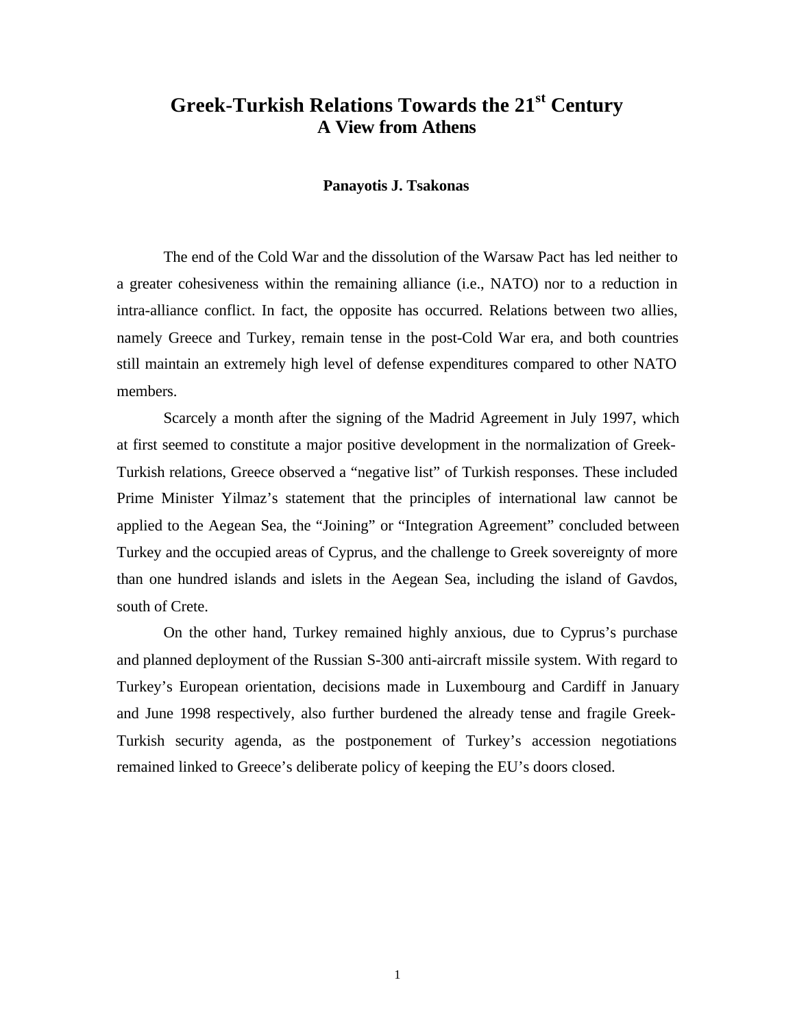# Greek-Turkish Relations Towards the 21st Century
## A View from Athens

**Panayotis J. Tsakonas**

The end of the Cold War and the dissolution of the Warsaw Pact has led neither to a greater cohesiveness within the remaining alliance (i.e., NATO) nor to a reduction in intra-alliance conflict. In fact, the opposite has occurred. Relations between two allies, namely Greece and Turkey, remain tense in the post-Cold War era, and both countries still maintain an extremely high level of defense expenditures compared to other NATO members.

Scarcely a month after the signing of the Madrid Agreement in July 1997, which at first seemed to constitute a major positive development in the normalization of Greek-Turkish relations, Greece observed a "negative list" of Turkish responses. These included Prime Minister Yilmaz's statement that the principles of international law cannot be applied to the Aegean Sea, the "Joining" or "Integration Agreement" concluded between Turkey and the occupied areas of Cyprus, and the challenge to Greek sovereignty of more than one hundred islands and islets in the Aegean Sea, including the island of Gavdos, south of Crete.

On the other hand, Turkey remained highly anxious, due to Cyprus's purchase and planned deployment of the Russian S-300 anti-aircraft missile system. With regard to Turkey's European orientation, decisions made in Luxembourg and Cardiff in January and June 1998 respectively, also further burdened the already tense and fragile Greek-Turkish security agenda, as the postponement of Turkey's accession negotiations remained linked to Greece's deliberate policy of keeping the EU's doors closed.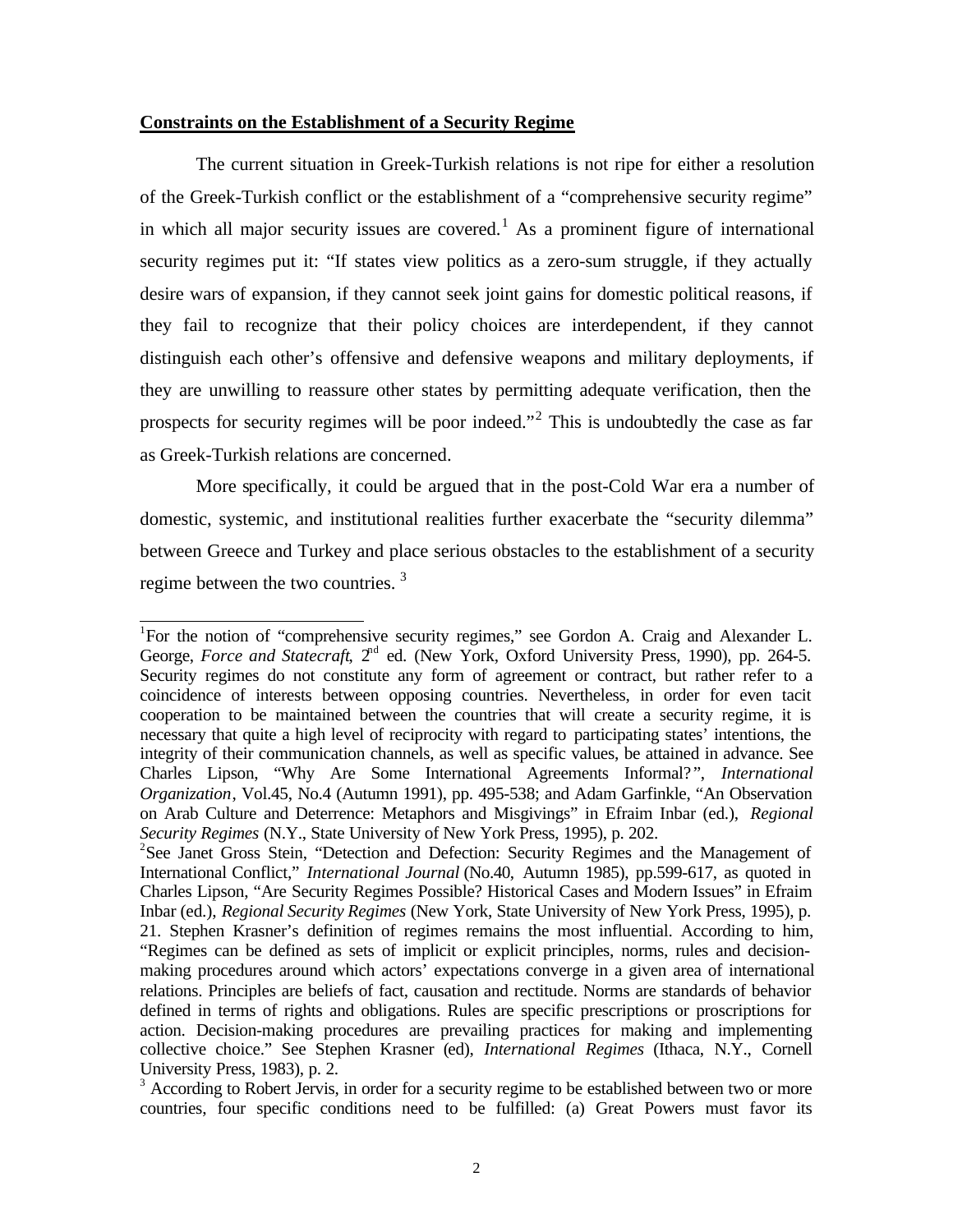**Constraints on the Establishment of a Security Regime**

The current situation in Greek-Turkish relations is not ripe for either a resolution of the Greek-Turkish conflict or the establishment of a "comprehensive security regime" in which all major security issues are covered.[1] As a prominent figure of international security regimes put it: "If states view politics as a zero-sum struggle, if they actually desire wars of expansion, if they cannot seek joint gains for domestic political reasons, if they fail to recognize that their policy choices are interdependent, if they cannot distinguish each other's offensive and defensive weapons and military deployments, if they are unwilling to reassure other states by permitting adequate verification, then the prospects for security regimes will be poor indeed."[2] This is undoubtedly the case as far as Greek-Turkish relations are concerned.

More specifically, it could be argued that in the post-Cold War era a number of domestic, systemic, and institutional realities further exacerbate the "security dilemma" between Greece and Turkey and place serious obstacles to the establishment of a security regime between the two countries.[3]

---

[1]For the notion of "comprehensive security regimes," see Gordon A. Craig and Alexander L. George, *Force and Statecraft*, 2nd ed. (New York, Oxford University Press, 1990), pp. 264-5. Security regimes do not constitute any form of agreement or contract, but rather refer to a coincidence of interests between opposing countries. Nevertheless, in order for even tacit cooperation to be maintained between the countries that will create a security regime, it is necessary that quite a high level of reciprocity with regard to participating states' intentions, the integrity of their communication channels, as well as specific values, be attained in advance. See Charles Lipson, "Why Are Some International Agreements Informal?", *International Organization*, Vol.45, No.4 (Autumn 1991), pp. 495-538; and Adam Garfinkle, "An Observation on Arab Culture and Deterrence: Metaphors and Misgivings" in Efraim Inbar (ed.), *Regional Security Regimes* (N.Y., State University of New York Press, 1995), p. 202.

[2]See Janet Gross Stein, "Detection and Defection: Security Regimes and the Management of International Conflict," *International Journal* (No.40, Autumn 1985), pp.599-617, as quoted in Charles Lipson, "Are Security Regimes Possible? Historical Cases and Modern Issues" in Efraim Inbar (ed.), *Regional Security Regimes* (New York, State University of New York Press, 1995), p. 21. Stephen Krasner's definition of regimes remains the most influential. According to him, "Regimes can be defined as sets of implicit or explicit principles, norms, rules and decision-making procedures around which actors' expectations converge in a given area of international relations. Principles are beliefs of fact, causation and rectitude. Norms are standards of behavior defined in terms of rights and obligations. Rules are specific prescriptions or proscriptions for action. Decision-making procedures are prevailing practices for making and implementing collective choice." See Stephen Krasner (ed), *International Regimes* (Ithaca, N.Y., Cornell University Press, 1983), p. 2.

[3] According to Robert Jervis, in order for a security regime to be established between two or more countries, four specific conditions need to be fulfilled: (a) Great Powers must favor its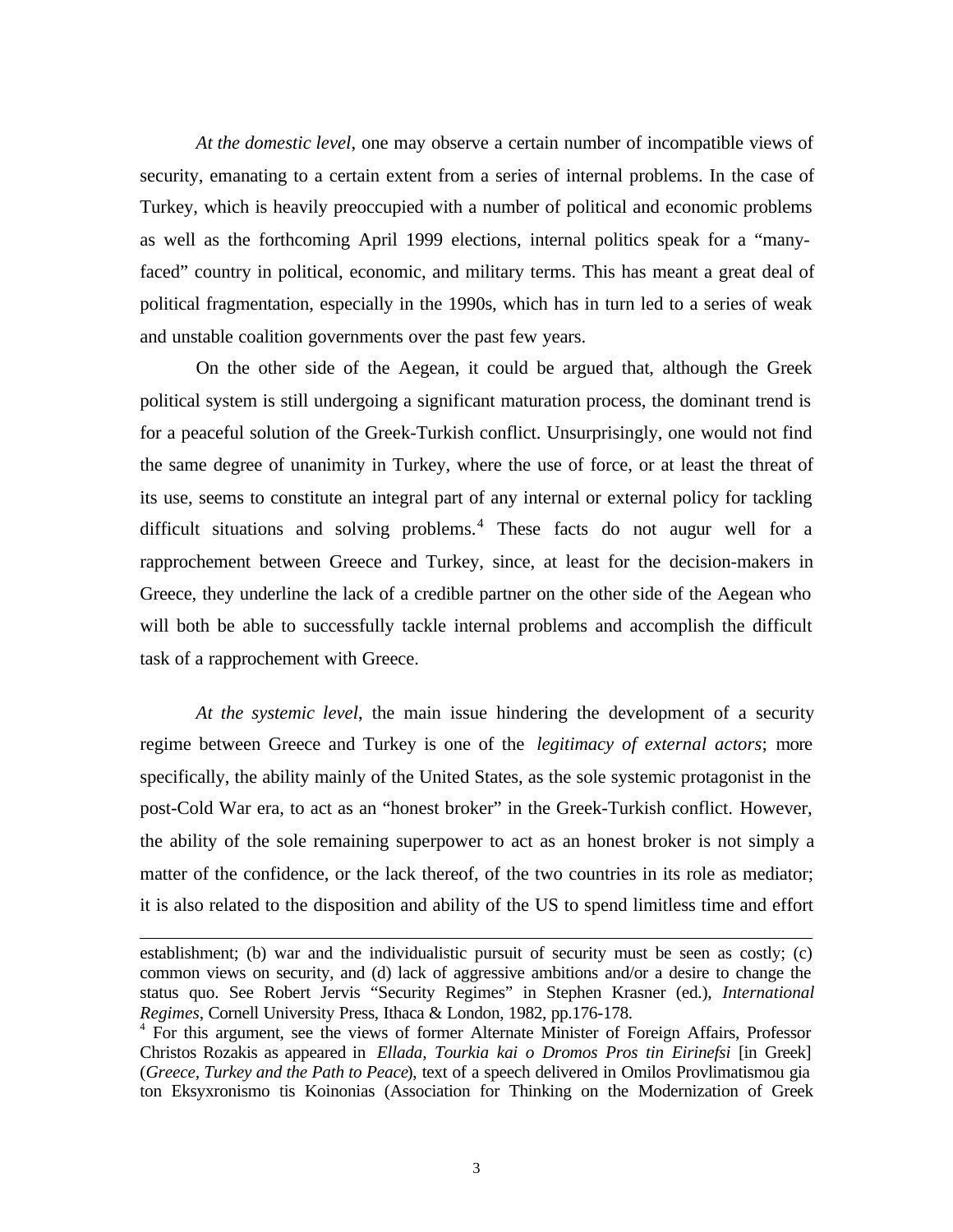*At the domestic level*, one may observe a certain number of incompatible views of security, emanating to a certain extent from a series of internal problems. In the case of Turkey, which is heavily preoccupied with a number of political and economic problems as well as the forthcoming April 1999 elections, internal politics speak for a "many-faced" country in political, economic, and military terms. This has meant a great deal of political fragmentation, especially in the 1990s, which has in turn led to a series of weak and unstable coalition governments over the past few years.

On the other side of the Aegean, it could be argued that, although the Greek political system is still undergoing a significant maturation process, the dominant trend is for a peaceful solution of the Greek-Turkish conflict. Unsurprisingly, one would not find the same degree of unanimity in Turkey, where the use of force, or at least the threat of its use, seems to constitute an integral part of any internal or external policy for tackling difficult situations and solving problems.[4] These facts do not augur well for a rapprochement between Greece and Turkey, since, at least for the decision-makers in Greece, they underline the lack of a credible partner on the other side of the Aegean who will both be able to successfully tackle internal problems and accomplish the difficult task of a rapprochement with Greece.

*At the systemic level*, the main issue hindering the development of a security regime between Greece and Turkey is one of the *legitimacy of external actors*; more specifically, the ability mainly of the United States, as the sole systemic protagonist in the post-Cold War era, to act as an "honest broker" in the Greek-Turkish conflict. However, the ability of the sole remaining superpower to act as an honest broker is not simply a matter of the confidence, or the lack thereof, of the two countries in its role as mediator; it is also related to the disposition and ability of the US to spend limitless time and effort

---

establishment; (b) war and the individualistic pursuit of security must be seen as costly; (c) common views on security, and (d) lack of aggressive ambitions and/or a desire to change the status quo. See Robert Jervis "Security Regimes" in Stephen Krasner (ed.), *International Regimes*, Cornell University Press, Ithaca & London, 1982, pp.176-178.

[4] For this argument, see the views of former Alternate Minister of Foreign Affairs, Professor Christos Rozakis as appeared in *Ellada, Tourkia kai o Dromos Pros tin Eirinefsi* [in Greek] (*Greece, Turkey and the Path to Peace*), text of a speech delivered in Omilos Provlimatismou gia ton Eksyxronismo tis Koinonias (Association for Thinking on the Modernization of Greek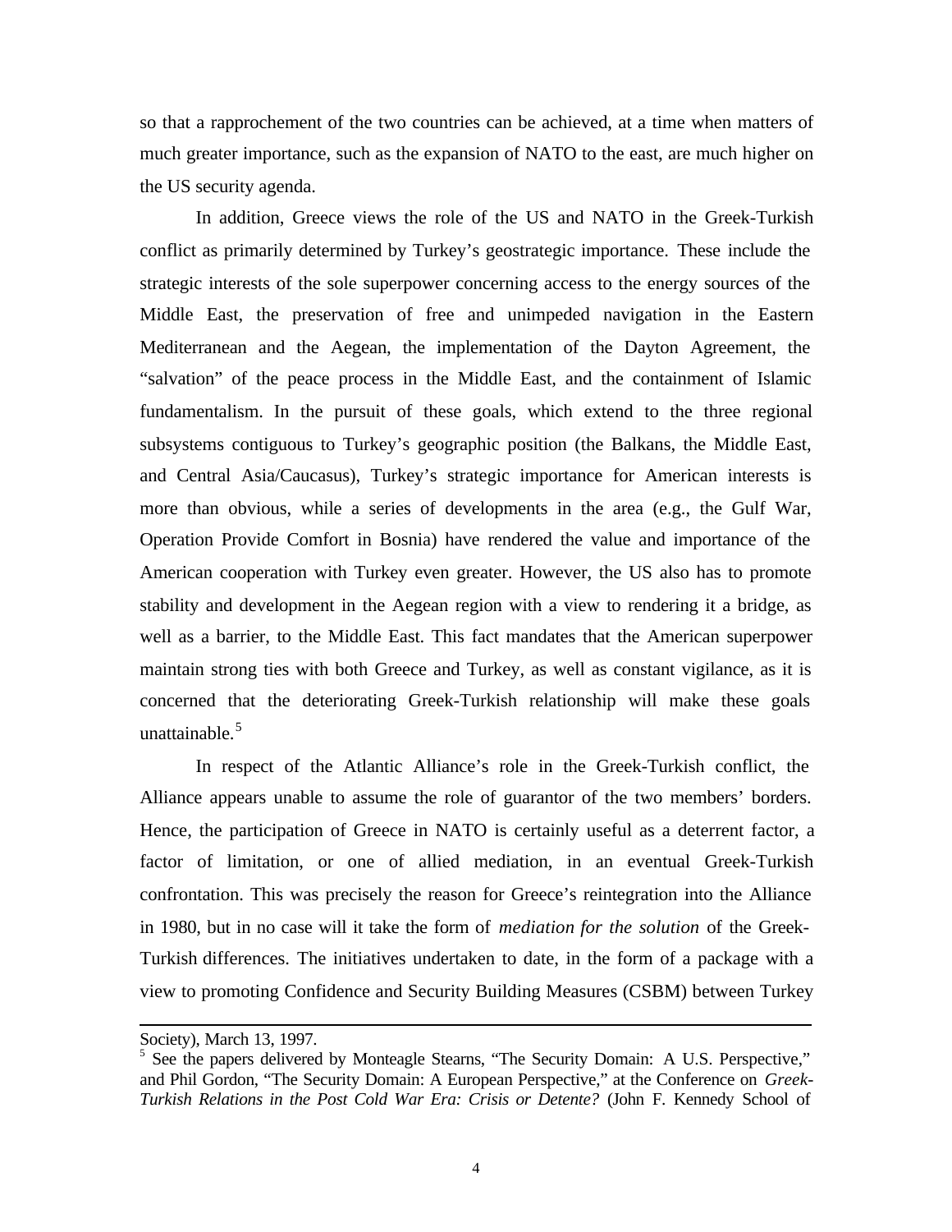so that a rapprochement of the two countries can be achieved, at a time when matters of much greater importance, such as the expansion of NATO to the east, are much higher on the US security agenda.

In addition, Greece views the role of the US and NATO in the Greek-Turkish conflict as primarily determined by Turkey's geostrategic importance. These include the strategic interests of the sole superpower concerning access to the energy sources of the Middle East, the preservation of free and unimpeded navigation in the Eastern Mediterranean and the Aegean, the implementation of the Dayton Agreement, the "salvation" of the peace process in the Middle East, and the containment of Islamic fundamentalism. In the pursuit of these goals, which extend to the three regional subsystems contiguous to Turkey's geographic position (the Balkans, the Middle East, and Central Asia/Caucasus), Turkey's strategic importance for American interests is more than obvious, while a series of developments in the area (e.g., the Gulf War, Operation Provide Comfort in Bosnia) have rendered the value and importance of the American cooperation with Turkey even greater. However, the US also has to promote stability and development in the Aegean region with a view to rendering it a bridge, as well as a barrier, to the Middle East. This fact mandates that the American superpower maintain strong ties with both Greece and Turkey, as well as constant vigilance, as it is concerned that the deteriorating Greek-Turkish relationship will make these goals unattainable.[5]

In respect of the Atlantic Alliance's role in the Greek-Turkish conflict, the Alliance appears unable to assume the role of guarantor of the two members' borders. Hence, the participation of Greece in NATO is certainly useful as a deterrent factor, a factor of limitation, or one of allied mediation, in an eventual Greek-Turkish confrontation. This was precisely the reason for Greece's reintegration into the Alliance in 1980, but in no case will it take the form of *mediation for the solution* of the Greek-Turkish differences. The initiatives undertaken to date, in the form of a package with a view to promoting Confidence and Security Building Measures (CSBM) between Turkey

---

Society), March 13, 1997.

[5] See the papers delivered by Monteagle Stearns, "The Security Domain: A U.S. Perspective," and Phil Gordon, "The Security Domain: A European Perspective," at the Conference on *Greek-Turkish Relations in the Post Cold War Era: Crisis or Detente?* (John F. Kennedy School of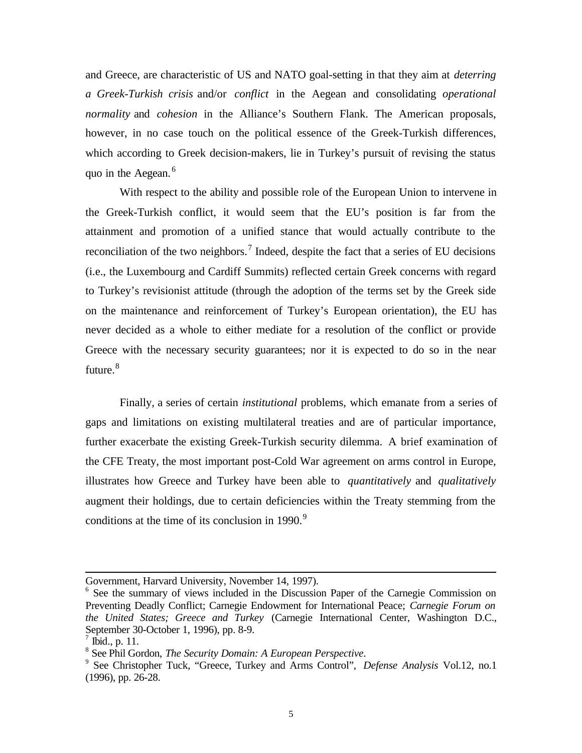and Greece, are characteristic of US and NATO goal-setting in that they aim at *deterring a Greek-Turkish crisis* and/or *conflict* in the Aegean and consolidating *operational normality* and *cohesion* in the Alliance's Southern Flank. The American proposals, however, in no case touch on the political essence of the Greek-Turkish differences, which according to Greek decision-makers, lie in Turkey's pursuit of revising the status quo in the Aegean.[6]

With respect to the ability and possible role of the European Union to intervene in the Greek-Turkish conflict, it would seem that the EU's position is far from the attainment and promotion of a unified stance that would actually contribute to the reconciliation of the two neighbors.[7] Indeed, despite the fact that a series of EU decisions (i.e., the Luxembourg and Cardiff Summits) reflected certain Greek concerns with regard to Turkey's revisionist attitude (through the adoption of the terms set by the Greek side on the maintenance and reinforcement of Turkey's European orientation), the EU has never decided as a whole to either mediate for a resolution of the conflict or provide Greece with the necessary security guarantees; nor it is expected to do so in the near future.[8]

Finally, a series of certain *institutional* problems, which emanate from a series of gaps and limitations on existing multilateral treaties and are of particular importance, further exacerbate the existing Greek-Turkish security dilemma. A brief examination of the CFE Treaty, the most important post-Cold War agreement on arms control in Europe, illustrates how Greece and Turkey have been able to *quantitatively* and *qualitatively* augment their holdings, due to certain deficiencies within the Treaty stemming from the conditions at the time of its conclusion in 1990.[9]

---

Government, Harvard University, November 14, 1997).

[6] See the summary of views included in the Discussion Paper of the Carnegie Commission on Preventing Deadly Conflict; Carnegie Endowment for International Peace; *Carnegie Forum on the United States; Greece and Turkey* (Carnegie International Center, Washington D.C., September 30-October 1, 1996), pp. 8-9.

[7] Ibid., p. 11.

[8] See Phil Gordon, *The Security Domain: A European Perspective*.

[9] See Christopher Tuck, "Greece, Turkey and Arms Control", *Defense Analysis* Vol.12, no.1 (1996), pp. 26-28.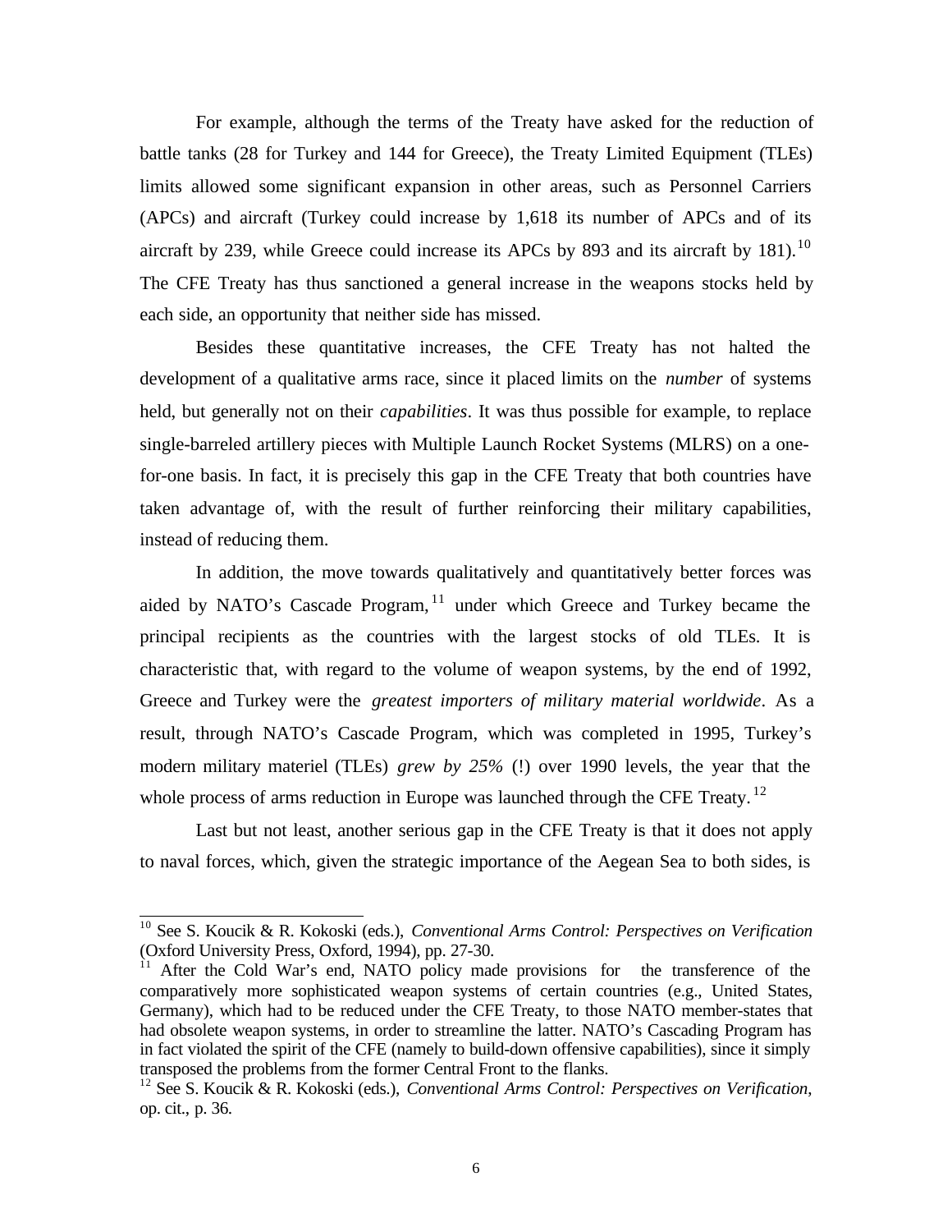For example, although the terms of the Treaty have asked for the reduction of battle tanks (28 for Turkey and 144 for Greece), the Treaty Limited Equipment (TLEs) limits allowed some significant expansion in other areas, such as Personnel Carriers (APCs) and aircraft (Turkey could increase by 1,618 its number of APCs and of its aircraft by 239, while Greece could increase its APCs by 893 and its aircraft by 181).[10] The CFE Treaty has thus sanctioned a general increase in the weapons stocks held by each side, an opportunity that neither side has missed.

Besides these quantitative increases, the CFE Treaty has not halted the development of a qualitative arms race, since it placed limits on the *number* of systems held, but generally not on their *capabilities*. It was thus possible for example, to replace single-barreled artillery pieces with Multiple Launch Rocket Systems (MLRS) on a one-for-one basis. In fact, it is precisely this gap in the CFE Treaty that both countries have taken advantage of, with the result of further reinforcing their military capabilities, instead of reducing them.

In addition, the move towards qualitatively and quantitatively better forces was aided by NATO's Cascade Program,[11] under which Greece and Turkey became the principal recipients as the countries with the largest stocks of old TLEs. It is characteristic that, with regard to the volume of weapon systems, by the end of 1992, Greece and Turkey were the *greatest importers of military material worldwide*. As a result, through NATO's Cascade Program, which was completed in 1995, Turkey's modern military materiel (TLEs) *grew by 25%* (!) over 1990 levels, the year that the whole process of arms reduction in Europe was launched through the CFE Treaty.[12]

Last but not least, another serious gap in the CFE Treaty is that it does not apply to naval forces, which, given the strategic importance of the Aegean Sea to both sides, is

---

[10] See S. Koucik & R. Kokoski (eds.), *Conventional Arms Control: Perspectives on Verification* (Oxford University Press, Oxford, 1994), pp. 27-30.

[11] After the Cold War's end, NATO policy made provisions for the transference of the comparatively more sophisticated weapon systems of certain countries (e.g., United States, Germany), which had to be reduced under the CFE Treaty, to those NATO member-states that had obsolete weapon systems, in order to streamline the latter. NATO's Cascading Program has in fact violated the spirit of the CFE (namely to build-down offensive capabilities), since it simply transposed the problems from the former Central Front to the flanks.

[12] See S. Koucik & R. Kokoski (eds.), *Conventional Arms Control: Perspectives on Verification*, op. cit., p. 36.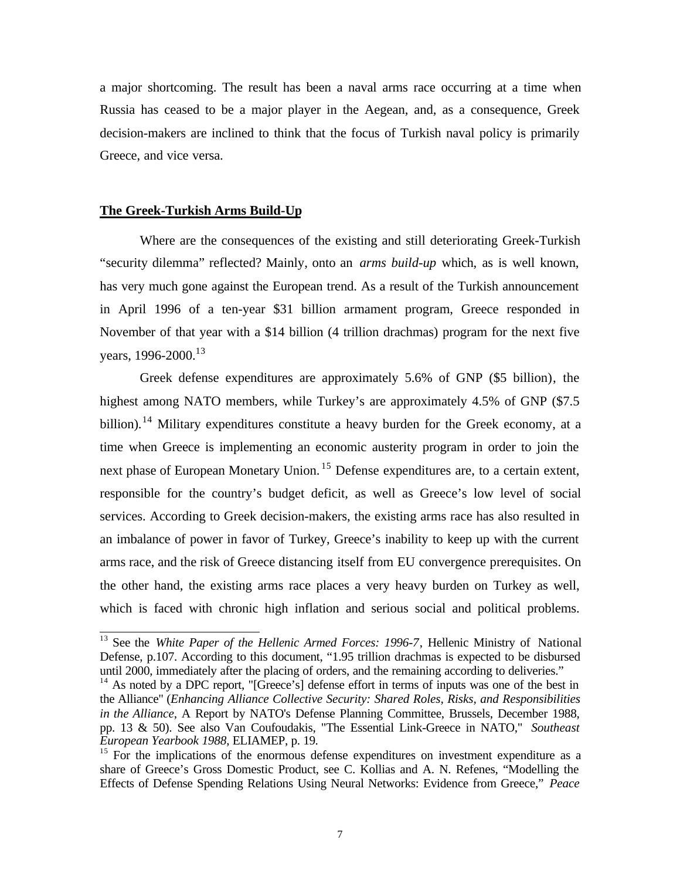a major shortcoming. The result has been a naval arms race occurring at a time when Russia has ceased to be a major player in the Aegean, and, as a consequence, Greek decision-makers are inclined to think that the focus of Turkish naval policy is primarily Greece, and vice versa.

## The Greek-Turkish Arms Build-Up

Where are the consequences of the existing and still deteriorating Greek-Turkish "security dilemma" reflected? Mainly, onto an *arms build-up* which, as is well known, has very much gone against the European trend. As a result of the Turkish announcement in April 1996 of a ten-year $31 billion armament program, Greece responded in November of that year with a $14 billion (4 trillion drachmas) program for the next five years, 1996-2000.[13]

Greek defense expenditures are approximately 5.6% of GNP ($5 billion), the highest among NATO members, while Turkey's are approximately 4.5% of GNP ($7.5 billion).[14] Military expenditures constitute a heavy burden for the Greek economy, at a time when Greece is implementing an economic austerity program in order to join the next phase of European Monetary Union.[15] Defense expenditures are, to a certain extent, responsible for the country's budget deficit, as well as Greece's low level of social services. According to Greek decision-makers, the existing arms race has also resulted in an imbalance of power in favor of Turkey, Greece's inability to keep up with the current arms race, and the risk of Greece distancing itself from EU convergence prerequisites. On the other hand, the existing arms race places a very heavy burden on Turkey as well, which is faced with chronic high inflation and serious social and political problems.

---

[13] See the *White Paper of the Hellenic Armed Forces: 1996-7*, Hellenic Ministry of National Defense, p.107. According to this document, "1.95 trillion drachmas is expected to be disbursed until 2000, immediately after the placing of orders, and the remaining according to deliveries."

[14] As noted by a DPC report, "[Greece's] defense effort in terms of inputs was one of the best in the Alliance" (*Enhancing Alliance Collective Security: Shared Roles, Risks, and Responsibilities in the Alliance*, A Report by NATO's Defense Planning Committee, Brussels, December 1988, pp. 13 & 50). See also Van Coufoudakis, "The Essential Link-Greece in NATO," *Southeast European Yearbook 1988*, ELIAMEP, p. 19.

[15] For the implications of the enormous defense expenditures on investment expenditure as a share of Greece's Gross Domestic Product, see C. Kollias and A. N. Refenes, "Modelling the Effects of Defense Spending Relations Using Neural Networks: Evidence from Greece," *Peace*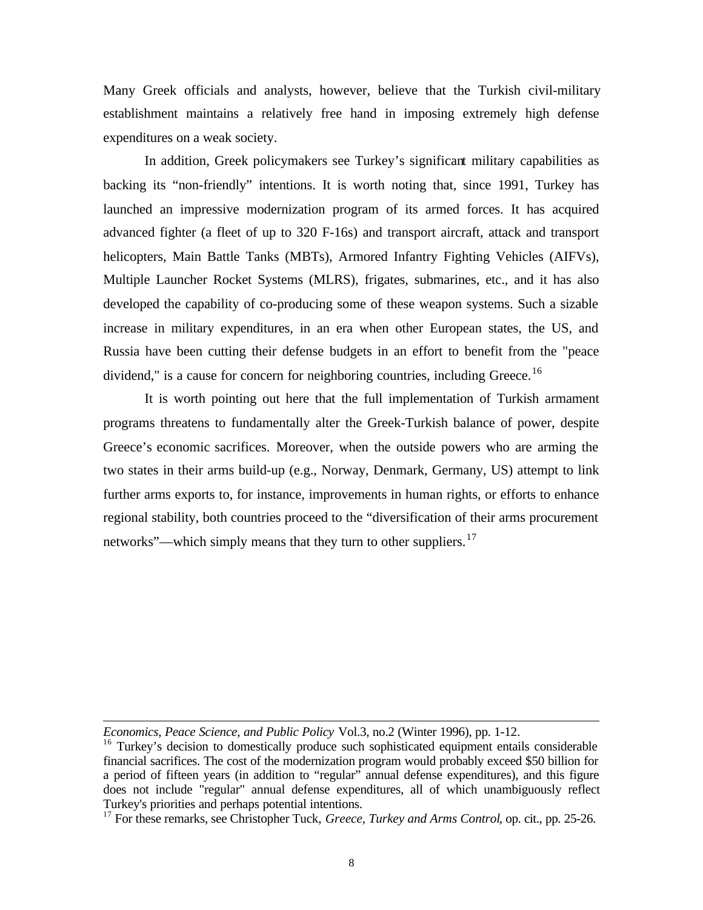Many Greek officials and analysts, however, believe that the Turkish civil-military establishment maintains a relatively free hand in imposing extremely high defense expenditures on a weak society.

In addition, Greek policymakers see Turkey's significant military capabilities as backing its "non-friendly" intentions. It is worth noting that, since 1991, Turkey has launched an impressive modernization program of its armed forces. It has acquired advanced fighter (a fleet of up to 320 F-16s) and transport aircraft, attack and transport helicopters, Main Battle Tanks (MBTs), Armored Infantry Fighting Vehicles (AIFVs), Multiple Launcher Rocket Systems (MLRS), frigates, submarines, etc., and it has also developed the capability of co-producing some of these weapon systems. Such a sizable increase in military expenditures, in an era when other European states, the US, and Russia have been cutting their defense budgets in an effort to benefit from the "peace dividend," is a cause for concern for neighboring countries, including Greece.[16]

It is worth pointing out here that the full implementation of Turkish armament programs threatens to fundamentally alter the Greek-Turkish balance of power, despite Greece's economic sacrifices. Moreover, when the outside powers who are arming the two states in their arms build-up (e.g., Norway, Denmark, Germany, US) attempt to link further arms exports to, for instance, improvements in human rights, or efforts to enhance regional stability, both countries proceed to the "diversification of their arms procurement networks"—which simply means that they turn to other suppliers.[17]

---

*Economics, Peace Science, and Public Policy* Vol.3, no.2 (Winter 1996), pp. 1-12.

[16] Turkey's decision to domestically produce such sophisticated equipment entails considerable financial sacrifices. The cost of the modernization program would probably exceed $50 billion for a period of fifteen years (in addition to "regular" annual defense expenditures), and this figure does not include "regular" annual defense expenditures, all of which unambiguously reflect Turkey's priorities and perhaps potential intentions.

[17] For these remarks, see Christopher Tuck, *Greece, Turkey and Arms Control*, op. cit., pp. 25-26.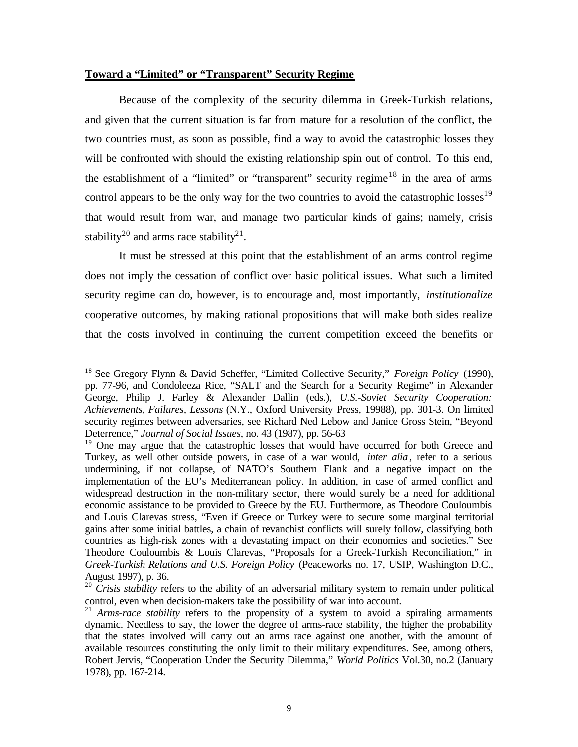**Toward a "Limited" or "Transparent" Security Regime**

Because of the complexity of the security dilemma in Greek-Turkish relations, and given that the current situation is far from mature for a resolution of the conflict, the two countries must, as soon as possible, find a way to avoid the catastrophic losses they will be confronted with should the existing relationship spin out of control. To this end, the establishment of a "limited" or "transparent" security regime[18] in the area of arms control appears to be the only way for the two countries to avoid the catastrophic losses[19] that would result from war, and manage two particular kinds of gains; namely, crisis stability[20] and arms race stability[21].

It must be stressed at this point that the establishment of an arms control regime does not imply the cessation of conflict over basic political issues. What such a limited security regime can do, however, is to encourage and, most importantly, *institutionalize* cooperative outcomes, by making rational propositions that will make both sides realize that the costs involved in continuing the current competition exceed the benefits or

---

[18] See Gregory Flynn & David Scheffer, "Limited Collective Security," *Foreign Policy* (1990), pp. 77-96, and Condoleeza Rice, "SALT and the Search for a Security Regime" in Alexander George, Philip J. Farley & Alexander Dallin (eds.), *U.S.-Soviet Security Cooperation: Achievements, Failures, Lessons* (N.Y., Oxford University Press, 19988), pp. 301-3. On limited security regimes between adversaries, see Richard Ned Lebow and Janice Gross Stein, "Beyond Deterrence," *Journal of Social Issues*, no. 43 (1987), pp. 56-63

[19] One may argue that the catastrophic losses that would have occurred for both Greece and Turkey, as well other outside powers, in case of a war would, *inter alia*, refer to a serious undermining, if not collapse, of NATO's Southern Flank and a negative impact on the implementation of the EU's Mediterranean policy. In addition, in case of armed conflict and widespread destruction in the non-military sector, there would surely be a need for additional economic assistance to be provided to Greece by the EU. Furthermore, as Theodore Couloumbis and Louis Clarevas stress, "Even if Greece or Turkey were to secure some marginal territorial gains after some initial battles, a chain of revanchist conflicts will surely follow, classifying both countries as high-risk zones with a devastating impact on their economies and societies." See Theodore Couloumbis & Louis Clarevas, "Proposals for a Greek-Turkish Reconciliation," in *Greek-Turkish Relations and U.S. Foreign Policy* (Peaceworks no. 17, USIP, Washington D.C., August 1997), p. 36.

[20] *Crisis stability* refers to the ability of an adversarial military system to remain under political control, even when decision-makers take the possibility of war into account.

[21] *Arms-race stability* refers to the propensity of a system to avoid a spiraling armaments dynamic. Needless to say, the lower the degree of arms-race stability, the higher the probability that the states involved will carry out an arms race against one another, with the amount of available resources constituting the only limit to their military expenditures. See, among others, Robert Jervis, "Cooperation Under the Security Dilemma," *World Politics* Vol.30, no.2 (January 1978), pp. 167-214.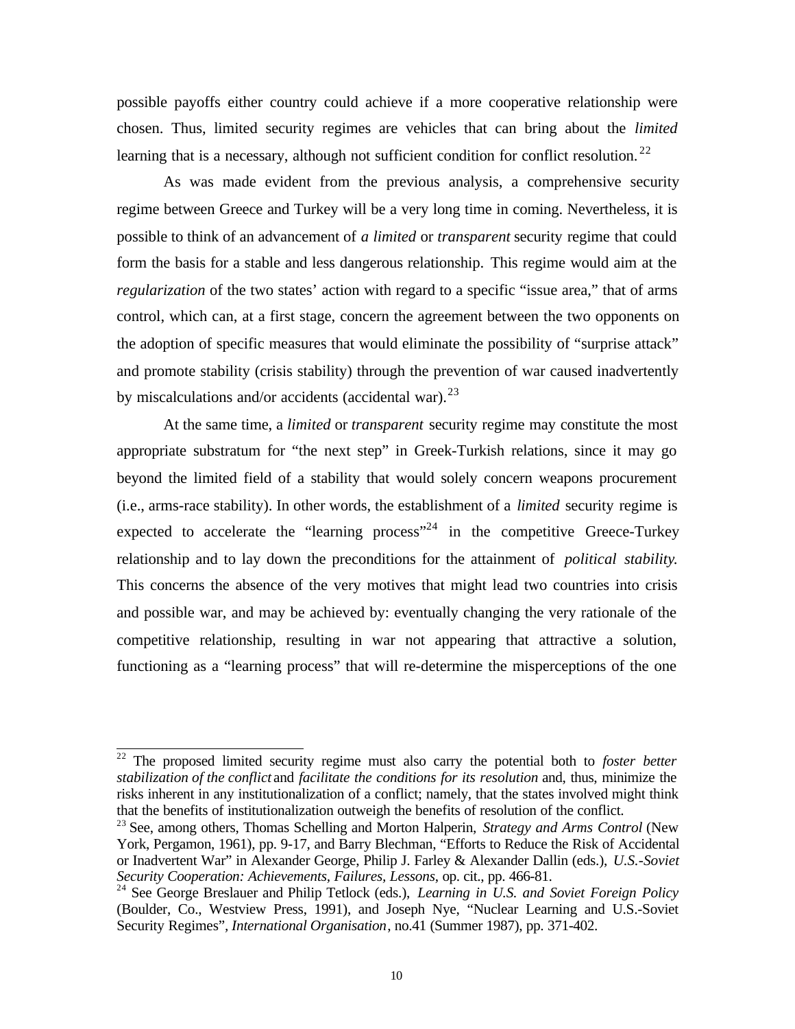possible payoffs either country could achieve if a more cooperative relationship were chosen. Thus, limited security regimes are vehicles that can bring about the *limited* learning that is a necessary, although not sufficient condition for conflict resolution.[22]

As was made evident from the previous analysis, a comprehensive security regime between Greece and Turkey will be a very long time in coming. Nevertheless, it is possible to think of an advancement of *a limited* or *transparent* security regime that could form the basis for a stable and less dangerous relationship. This regime would aim at the *regularization* of the two states' action with regard to a specific "issue area," that of arms control, which can, at a first stage, concern the agreement between the two opponents on the adoption of specific measures that would eliminate the possibility of "surprise attack" and promote stability (crisis stability) through the prevention of war caused inadvertently by miscalculations and/or accidents (accidental war).[23]

At the same time, a *limited* or *transparent* security regime may constitute the most appropriate substratum for "the next step" in Greek-Turkish relations, since it may go beyond the limited field of a stability that would solely concern weapons procurement (i.e., arms-race stability). In other words, the establishment of a *limited* security regime is expected to accelerate the "learning process"[24] in the competitive Greece-Turkey relationship and to lay down the preconditions for the attainment of *political stability.* This concerns the absence of the very motives that might lead two countries into crisis and possible war, and may be achieved by: eventually changing the very rationale of the competitive relationship, resulting in war not appearing that attractive a solution, functioning as a "learning process" that will re-determine the misperceptions of the one

---

[22] The proposed limited security regime must also carry the potential both to *foster better stabilization of the conflict* and *facilitate the conditions for its resolution* and, thus, minimize the risks inherent in any institutionalization of a conflict; namely, that the states involved might think that the benefits of institutionalization outweigh the benefits of resolution of the conflict.

[23] See, among others, Thomas Schelling and Morton Halperin, *Strategy and Arms Control* (New York, Pergamon, 1961), pp. 9-17, and Barry Blechman, "Efforts to Reduce the Risk of Accidental or Inadvertent War" in Alexander George, Philip J. Farley & Alexander Dallin (eds.), *U.S.-Soviet Security Cooperation: Achievements, Failures, Lessons*, op. cit., pp. 466-81.

[24] See George Breslauer and Philip Tetlock (eds.), *Learning in U.S. and Soviet Foreign Policy* (Boulder, Co., Westview Press, 1991), and Joseph Nye, "Nuclear Learning and U.S.-Soviet Security Regimes", *International Organisation*, no.41 (Summer 1987), pp. 371-402.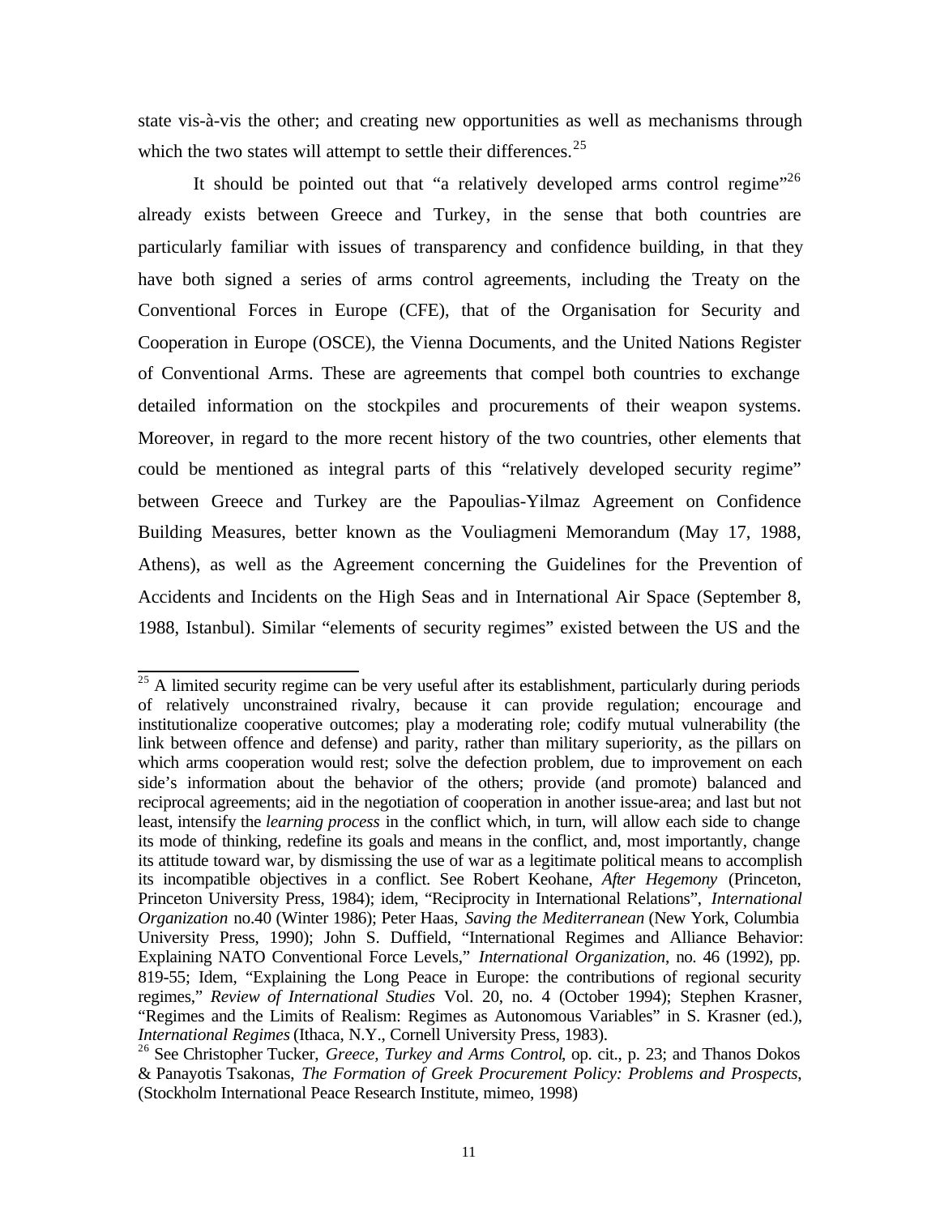state vis-à-vis the other; and creating new opportunities as well as mechanisms through which the two states will attempt to settle their differences.[25]

It should be pointed out that "a relatively developed arms control regime"[26] already exists between Greece and Turkey, in the sense that both countries are particularly familiar with issues of transparency and confidence building, in that they have both signed a series of arms control agreements, including the Treaty on the Conventional Forces in Europe (CFE), that of the Organisation for Security and Cooperation in Europe (OSCE), the Vienna Documents, and the United Nations Register of Conventional Arms. These are agreements that compel both countries to exchange detailed information on the stockpiles and procurements of their weapon systems. Moreover, in regard to the more recent history of the two countries, other elements that could be mentioned as integral parts of this "relatively developed security regime" between Greece and Turkey are the Papoulias-Yilmaz Agreement on Confidence Building Measures, better known as the Vouliagmeni Memorandum (May 17, 1988, Athens), as well as the Agreement concerning the Guidelines for the Prevention of Accidents and Incidents on the High Seas and in International Air Space (September 8, 1988, Istanbul). Similar "elements of security regimes" existed between the US and the

---

[25] A limited security regime can be very useful after its establishment, particularly during periods of relatively unconstrained rivalry, because it can provide regulation; encourage and institutionalize cooperative outcomes; play a moderating role; codify mutual vulnerability (the link between offence and defense) and parity, rather than military superiority, as the pillars on which arms cooperation would rest; solve the defection problem, due to improvement on each side's information about the behavior of the others; provide (and promote) balanced and reciprocal agreements; aid in the negotiation of cooperation in another issue-area; and last but not least, intensify the *learning process* in the conflict which, in turn, will allow each side to change its mode of thinking, redefine its goals and means in the conflict, and, most importantly, change its attitude toward war, by dismissing the use of war as a legitimate political means to accomplish its incompatible objectives in a conflict. See Robert Keohane, *After Hegemony* (Princeton, Princeton University Press, 1984); idem, "Reciprocity in International Relations", *International Organization* no.40 (Winter 1986); Peter Haas, *Saving the Mediterranean* (New York, Columbia University Press, 1990); John S. Duffield, "International Regimes and Alliance Behavior: Explaining NATO Conventional Force Levels," *International Organization*, no. 46 (1992), pp. 819-55; Idem, "Explaining the Long Peace in Europe: the contributions of regional security regimes," *Review of International Studies* Vol. 20, no. 4 (October 1994); Stephen Krasner, "Regimes and the Limits of Realism: Regimes as Autonomous Variables" in S. Krasner (ed.), *International Regimes* (Ithaca, N.Y., Cornell University Press, 1983).

[26] See Christopher Tucker, *Greece, Turkey and Arms Control*, op. cit., p. 23; and Thanos Dokos & Panayotis Tsakonas, *The Formation of Greek Procurement Policy: Problems and Prospects*, (Stockholm International Peace Research Institute, mimeo, 1998)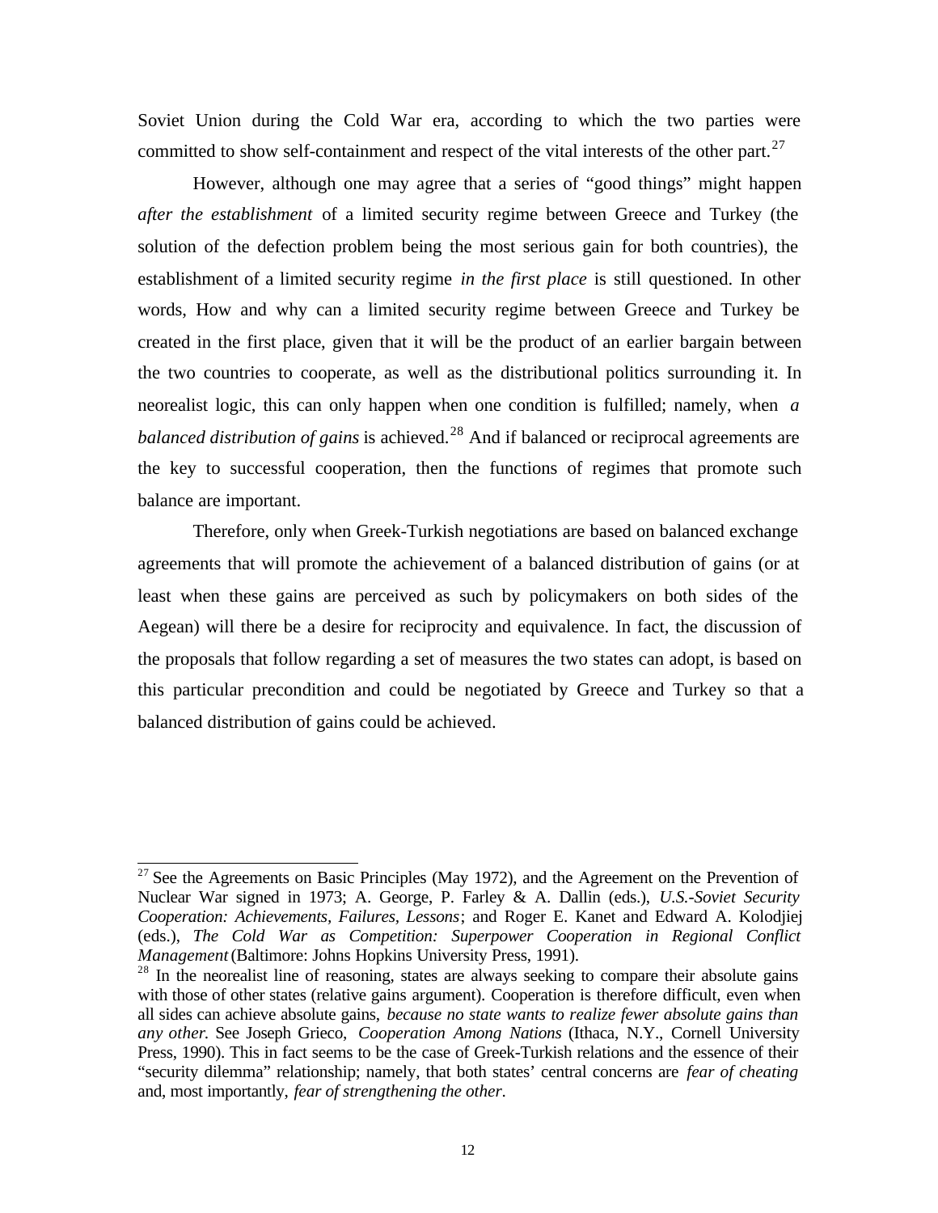Soviet Union during the Cold War era, according to which the two parties were committed to show self-containment and respect of the vital interests of the other part.[27]

However, although one may agree that a series of “good things” might happen *after the establishment* of a limited security regime between Greece and Turkey (the solution of the defection problem being the most serious gain for both countries), the establishment of a limited security regime *in the first place* is still questioned. In other words, How and why can a limited security regime between Greece and Turkey be created in the first place, given that it will be the product of an earlier bargain between the two countries to cooperate, as well as the distributional politics surrounding it. In neorealist logic, this can only happen when one condition is fulfilled; namely, when *a balanced distribution of gains* is achieved.[28] And if balanced or reciprocal agreements are the key to successful cooperation, then the functions of regimes that promote such balance are important.

Therefore, only when Greek-Turkish negotiations are based on balanced exchange agreements that will promote the achievement of a balanced distribution of gains (or at least when these gains are perceived as such by policymakers on both sides of the Aegean) will there be a desire for reciprocity and equivalence. In fact, the discussion of the proposals that follow regarding a set of measures the two states can adopt, is based on this particular precondition and could be negotiated by Greece and Turkey so that a balanced distribution of gains could be achieved.

---

[27] See the Agreements on Basic Principles (May 1972), and the Agreement on the Prevention of Nuclear War signed in 1973; A. George, P. Farley & A. Dallin (eds.), *U.S.-Soviet Security Cooperation: Achievements, Failures, Lessons*; and Roger E. Kanet and Edward A. Kolodjiej (eds.), *The Cold War as Competition: Superpower Cooperation in Regional Conflict Management* (Baltimore: Johns Hopkins University Press, 1991).

[28] In the neorealist line of reasoning, states are always seeking to compare their absolute gains with those of other states (relative gains argument). Cooperation is therefore difficult, even when all sides can achieve absolute gains, *because no state wants to realize fewer absolute gains than any other.* See Joseph Grieco, *Cooperation Among Nations* (Ithaca, N.Y., Cornell University Press, 1990). This in fact seems to be the case of Greek-Turkish relations and the essence of their “security dilemma” relationship; namely, that both states’ central concerns are *fear of cheating* and, most importantly, *fear of strengthening the other*.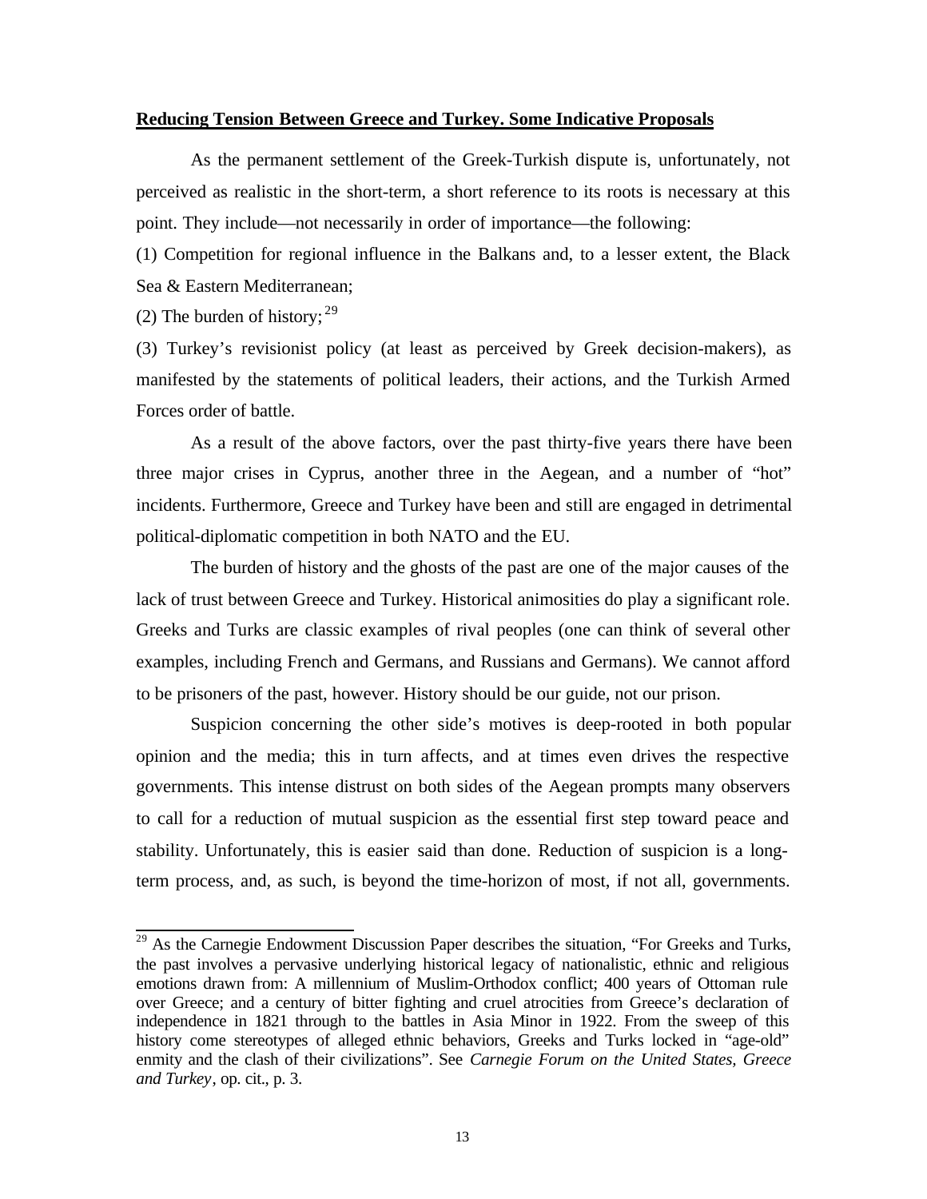**Reducing Tension Between Greece and Turkey. Some Indicative Proposals**

As the permanent settlement of the Greek-Turkish dispute is, unfortunately, not perceived as realistic in the short-term, a short reference to its roots is necessary at this point. They include—not necessarily in order of importance—the following:

(1) Competition for regional influence in the Balkans and, to a lesser extent, the Black Sea & Eastern Mediterranean;

(2) The burden of history;[29]

(3) Turkey's revisionist policy (at least as perceived by Greek decision-makers), as manifested by the statements of political leaders, their actions, and the Turkish Armed Forces order of battle.

As a result of the above factors, over the past thirty-five years there have been three major crises in Cyprus, another three in the Aegean, and a number of "hot" incidents. Furthermore, Greece and Turkey have been and still are engaged in detrimental political-diplomatic competition in both NATO and the EU.

The burden of history and the ghosts of the past are one of the major causes of the lack of trust between Greece and Turkey. Historical animosities do play a significant role. Greeks and Turks are classic examples of rival peoples (one can think of several other examples, including French and Germans, and Russians and Germans). We cannot afford to be prisoners of the past, however. History should be our guide, not our prison.

Suspicion concerning the other side's motives is deep-rooted in both popular opinion and the media; this in turn affects, and at times even drives the respective governments. This intense distrust on both sides of the Aegean prompts many observers to call for a reduction of mutual suspicion as the essential first step toward peace and stability. Unfortunately, this is easier said than done. Reduction of suspicion is a long-term process, and, as such, is beyond the time-horizon of most, if not all, governments.

---

[29] As the Carnegie Endowment Discussion Paper describes the situation, "For Greeks and Turks, the past involves a pervasive underlying historical legacy of nationalistic, ethnic and religious emotions drawn from: A millennium of Muslim-Orthodox conflict; 400 years of Ottoman rule over Greece; and a century of bitter fighting and cruel atrocities from Greece's declaration of independence in 1821 through to the battles in Asia Minor in 1922. From the sweep of this history come stereotypes of alleged ethnic behaviors, Greeks and Turks locked in "age-old" enmity and the clash of their civilizations". See *Carnegie Forum on the United States, Greece and Turkey*, op. cit., p. 3.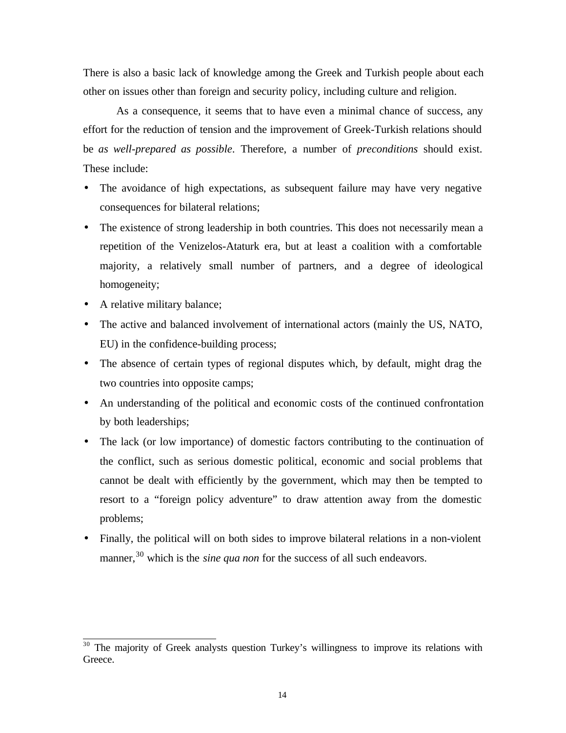There is also a basic lack of knowledge among the Greek and Turkish people about each other on issues other than foreign and security policy, including culture and religion.

As a consequence, it seems that to have even a minimal chance of success, any effort for the reduction of tension and the improvement of Greek-Turkish relations should be *as well-prepared as possible*. Therefore, a number of *preconditions* should exist. These include:

- The avoidance of high expectations, as subsequent failure may have very negative consequences for bilateral relations;
- The existence of strong leadership in both countries. This does not necessarily mean a repetition of the Venizelos-Ataturk era, but at least a coalition with a comfortable majority, a relatively small number of partners, and a degree of ideological homogeneity;
- A relative military balance;
- The active and balanced involvement of international actors (mainly the US, NATO, EU) in the confidence-building process;
- The absence of certain types of regional disputes which, by default, might drag the two countries into opposite camps;
- An understanding of the political and economic costs of the continued confrontation by both leaderships;
- The lack (or low importance) of domestic factors contributing to the continuation of the conflict, such as serious domestic political, economic and social problems that cannot be dealt with efficiently by the government, which may then be tempted to resort to a "foreign policy adventure" to draw attention away from the domestic problems;
- Finally, the political will on both sides to improve bilateral relations in a non-violent manner,[30] which is the *sine qua non* for the success of all such endeavors.

---

[30] The majority of Greek analysts question Turkey's willingness to improve its relations with Greece.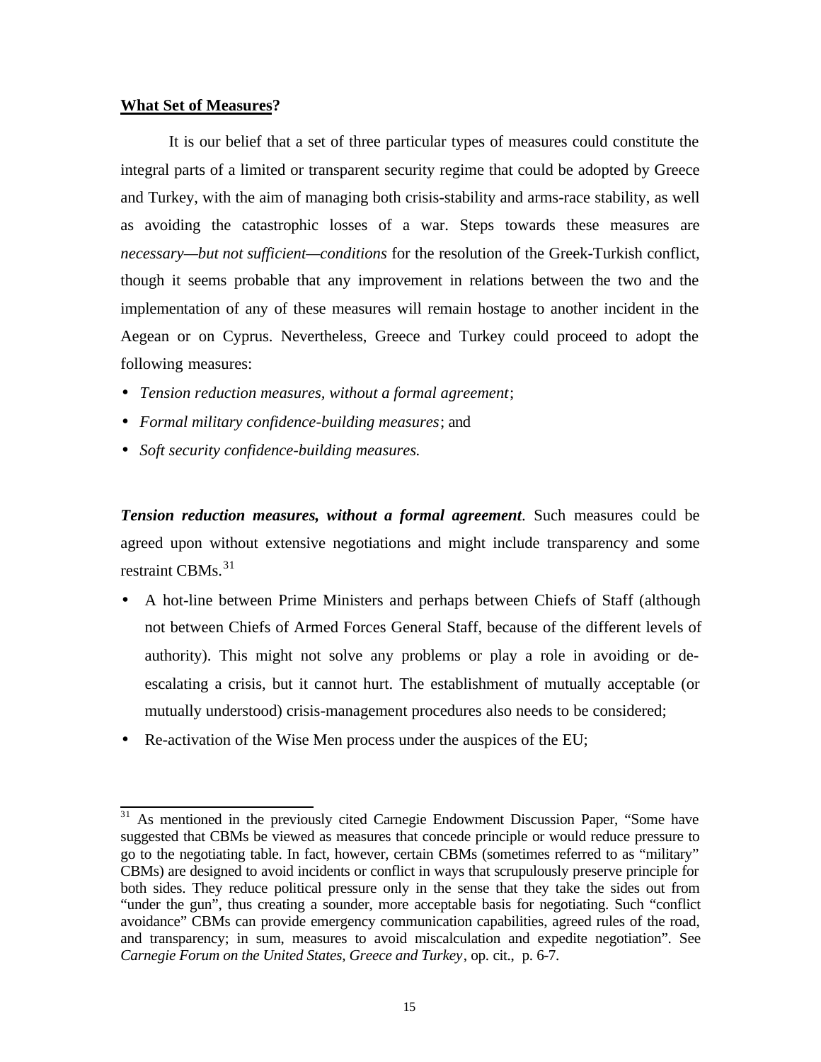**<u>What Set of Measures</u>?**

It is our belief that a set of three particular types of measures could constitute the integral parts of a limited or transparent security regime that could be adopted by Greece and Turkey, with the aim of managing both crisis-stability and arms-race stability, as well as avoiding the catastrophic losses of a war. Steps towards these measures are *necessary—but not sufficient—conditions* for the resolution of the Greek-Turkish conflict, though it seems probable that any improvement in relations between the two and the implementation of any of these measures will remain hostage to another incident in the Aegean or on Cyprus. Nevertheless, Greece and Turkey could proceed to adopt the following measures:

- *Tension reduction measures, without a formal agreement*;
- *Formal military confidence-building measures*; and
- *Soft security confidence-building measures.*

***Tension reduction measures, without a formal agreement***. Such measures could be agreed upon without extensive negotiations and might include transparency and some restraint CBMs.[31]

- A hot-line between Prime Ministers and perhaps between Chiefs of Staff (although not between Chiefs of Armed Forces General Staff, because of the different levels of authority). This might not solve any problems or play a role in avoiding or de-escalating a crisis, but it cannot hurt. The establishment of mutually acceptable (or mutually understood) crisis-management procedures also needs to be considered;
- Re-activation of the Wise Men process under the auspices of the EU;

---

[31] As mentioned in the previously cited Carnegie Endowment Discussion Paper, "Some have suggested that CBMs be viewed as measures that concede principle or would reduce pressure to go to the negotiating table. In fact, however, certain CBMs (sometimes referred to as "military" CBMs) are designed to avoid incidents or conflict in ways that scrupulously preserve principle for both sides. They reduce political pressure only in the sense that they take the sides out from "under the gun", thus creating a sounder, more acceptable basis for negotiating. Such "conflict avoidance" CBMs can provide emergency communication capabilities, agreed rules of the road, and transparency; in sum, measures to avoid miscalculation and expedite negotiation". See *Carnegie Forum on the United States, Greece and Turkey*, op. cit., p. 6-7.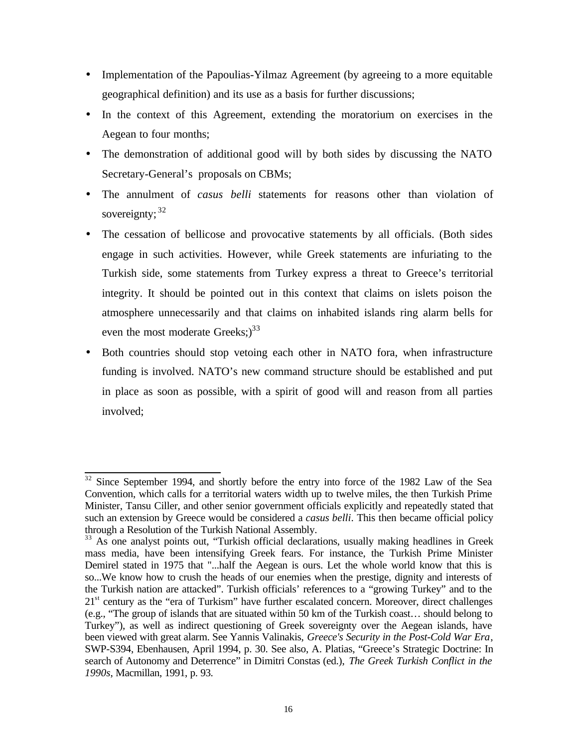- Implementation of the Papoulias-Yilmaz Agreement (by agreeing to a more equitable geographical definition) and its use as a basis for further discussions;
- In the context of this Agreement, extending the moratorium on exercises in the Aegean to four months;
- The demonstration of additional good will by both sides by discussing the NATO Secretary-General's proposals on CBMs;
- The annulment of *casus belli* statements for reasons other than violation of sovereignty;[32]
- The cessation of bellicose and provocative statements by all officials. (Both sides engage in such activities. However, while Greek statements are infuriating to the Turkish side, some statements from Turkey express a threat to Greece's territorial integrity. It should be pointed out in this context that claims on islets poison the atmosphere unnecessarily and that claims on inhabited islands ring alarm bells for even the most moderate Greeks;)[33]
- Both countries should stop vetoing each other in NATO fora, when infrastructure funding is involved. NATO's new command structure should be established and put in place as soon as possible, with a spirit of good will and reason from all parties involved;

---

[32] Since September 1994, and shortly before the entry into force of the 1982 Law of the Sea Convention, which calls for a territorial waters width up to twelve miles, the then Turkish Prime Minister, Tansu Ciller, and other senior government officials explicitly and repeatedly stated that such an extension by Greece would be considered a *casus belli*. This then became official policy through a Resolution of the Turkish National Assembly.

[33] As one analyst points out, "Turkish official declarations, usually making headlines in Greek mass media, have been intensifying Greek fears. For instance, the Turkish Prime Minister Demirel stated in 1975 that "...half the Aegean is ours. Let the whole world know that this is so...We know how to crush the heads of our enemies when the prestige, dignity and interests of the Turkish nation are attacked". Turkish officials' references to a "growing Turkey" and to the 21st century as the "era of Turkism" have further escalated concern. Moreover, direct challenges (e.g., "The group of islands that are situated within 50 km of the Turkish coast… should belong to Turkey"), as well as indirect questioning of Greek sovereignty over the Aegean islands, have been viewed with great alarm. See Yannis Valinakis, *Greece's Security in the Post-Cold War Era*, SWP-S394, Ebenhausen, April 1994, p. 30. See also, A. Platias, "Greece's Strategic Doctrine: In search of Autonomy and Deterrence" in Dimitri Constas (ed.), *The Greek Turkish Conflict in the 1990s*, Macmillan, 1991, p. 93.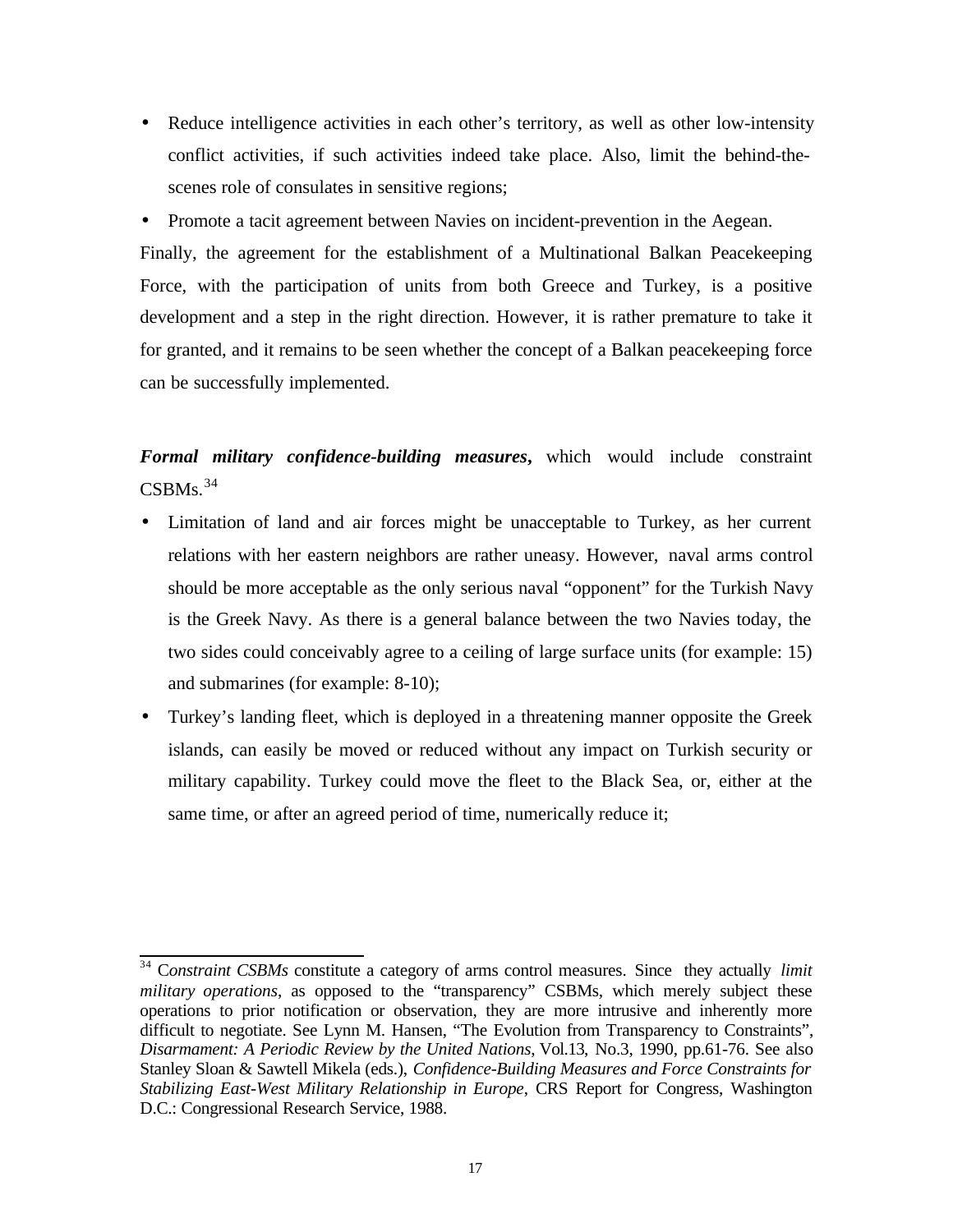- Reduce intelligence activities in each other's territory, as well as other low-intensity conflict activities, if such activities indeed take place. Also, limit the behind-the-scenes role of consulates in sensitive regions;
- Promote a tacit agreement between Navies on incident-prevention in the Aegean.

Finally, the agreement for the establishment of a Multinational Balkan Peacekeeping Force, with the participation of units from both Greece and Turkey, is a positive development and a step in the right direction. However, it is rather premature to take it for granted, and it remains to be seen whether the concept of a Balkan peacekeeping force can be successfully implemented.

***Formal military confidence-building measures***, which would include constraint CSBMs.[34]

- Limitation of land and air forces might be unacceptable to Turkey, as her current relations with her eastern neighbors are rather uneasy. However, naval arms control should be more acceptable as the only serious naval "opponent" for the Turkish Navy is the Greek Navy. As there is a general balance between the two Navies today, the two sides could conceivably agree to a ceiling of large surface units (for example: 15) and submarines (for example: 8-10);
- Turkey's landing fleet, which is deployed in a threatening manner opposite the Greek islands, can easily be moved or reduced without any impact on Turkish security or military capability. Turkey could move the fleet to the Black Sea, or, either at the same time, or after an agreed period of time, numerically reduce it;

---

[34] C*onstraint CSBMs* constitute a category of arms control measures. Since they actually *limit military operations*, as opposed to the "transparency" CSBMs, which merely subject these operations to prior notification or observation, they are more intrusive and inherently more difficult to negotiate. See Lynn M. Hansen, "The Evolution from Transparency to Constraints", *Disarmament: A Periodic Review by the United Nations*, Vol.13, No.3, 1990, pp.61-76. See also Stanley Sloan & Sawtell Mikela (eds.), *Confidence-Building Measures and Force Constraints for Stabilizing East-West Military Relationship in Europe*, CRS Report for Congress, Washington D.C.: Congressional Research Service, 1988.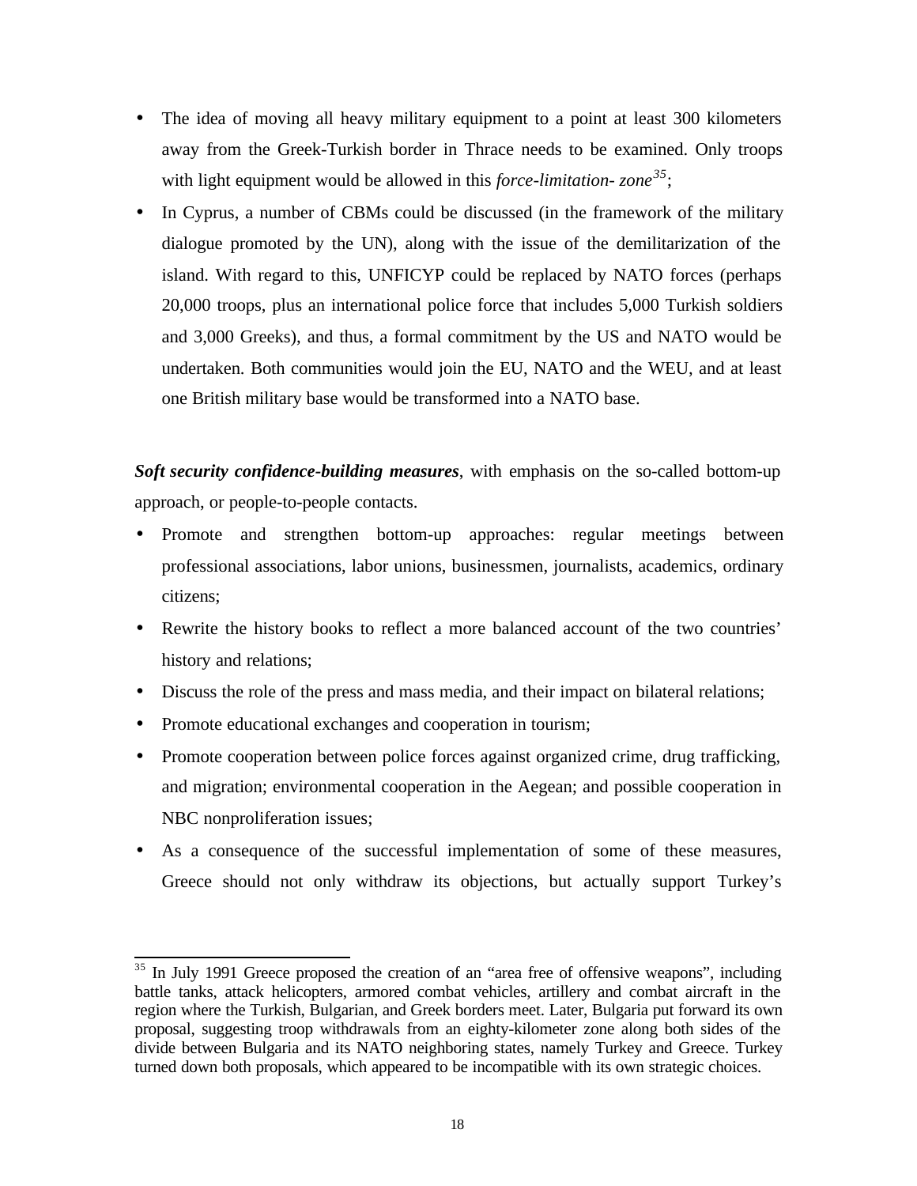- The idea of moving all heavy military equipment to a point at least 300 kilometers away from the Greek-Turkish border in Thrace needs to be examined. Only troops with light equipment would be allowed in this *force-limitation- zone*[35];
- In Cyprus, a number of CBMs could be discussed (in the framework of the military dialogue promoted by the UN), along with the issue of the demilitarization of the island. With regard to this, UNFICYP could be replaced by NATO forces (perhaps 20,000 troops, plus an international police force that includes 5,000 Turkish soldiers and 3,000 Greeks), and thus, a formal commitment by the US and NATO would be undertaken. Both communities would join the EU, NATO and the WEU, and at least one British military base would be transformed into a NATO base.

***Soft security confidence-building measures***, with emphasis on the so-called bottom-up approach, or people-to-people contacts.

- Promote and strengthen bottom-up approaches: regular meetings between professional associations, labor unions, businessmen, journalists, academics, ordinary citizens;
- Rewrite the history books to reflect a more balanced account of the two countries' history and relations;
- Discuss the role of the press and mass media, and their impact on bilateral relations;
- Promote educational exchanges and cooperation in tourism;
- Promote cooperation between police forces against organized crime, drug trafficking, and migration; environmental cooperation in the Aegean; and possible cooperation in NBC nonproliferation issues;
- As a consequence of the successful implementation of some of these measures, Greece should not only withdraw its objections, but actually support Turkey's

---

[35] In July 1991 Greece proposed the creation of an "area free of offensive weapons", including battle tanks, attack helicopters, armored combat vehicles, artillery and combat aircraft in the region where the Turkish, Bulgarian, and Greek borders meet. Later, Bulgaria put forward its own proposal, suggesting troop withdrawals from an eighty-kilometer zone along both sides of the divide between Bulgaria and its NATO neighboring states, namely Turkey and Greece. Turkey turned down both proposals, which appeared to be incompatible with its own strategic choices.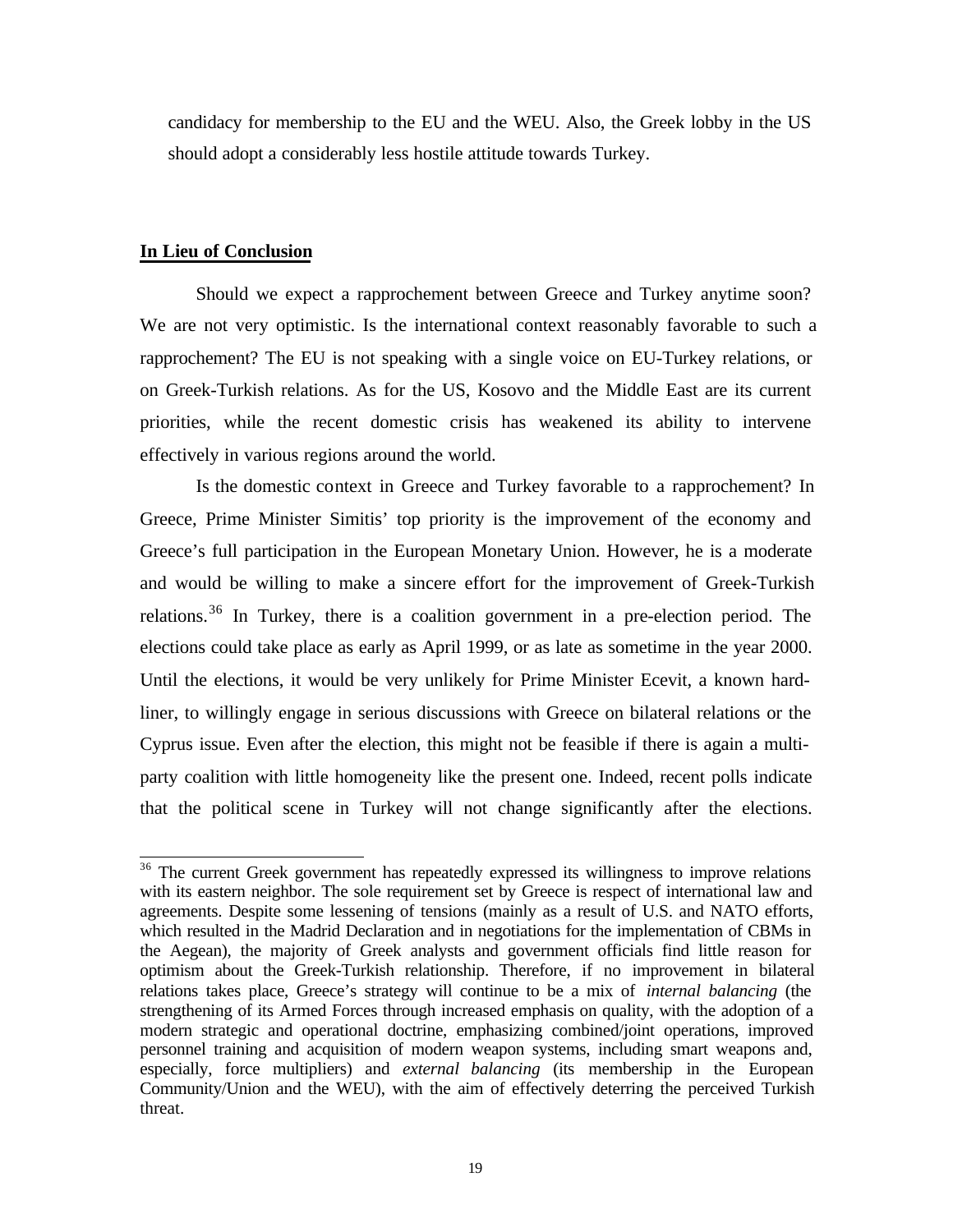candidacy for membership to the EU and the WEU. Also, the Greek lobby in the US should adopt a considerably less hostile attitude towards Turkey.

## In Lieu of Conclusion

Should we expect a rapprochement between Greece and Turkey anytime soon? We are not very optimistic. Is the international context reasonably favorable to such a rapprochement? The EU is not speaking with a single voice on EU-Turkey relations, or on Greek-Turkish relations. As for the US, Kosovo and the Middle East are its current priorities, while the recent domestic crisis has weakened its ability to intervene effectively in various regions around the world.

Is the domestic context in Greece and Turkey favorable to a rapprochement? In Greece, Prime Minister Simitis' top priority is the improvement of the economy and Greece's full participation in the European Monetary Union. However, he is a moderate and would be willing to make a sincere effort for the improvement of Greek-Turkish relations.[36] In Turkey, there is a coalition government in a pre-election period. The elections could take place as early as April 1999, or as late as sometime in the year 2000. Until the elections, it would be very unlikely for Prime Minister Ecevit, a known hard-liner, to willingly engage in serious discussions with Greece on bilateral relations or the Cyprus issue. Even after the election, this might not be feasible if there is again a multi-party coalition with little homogeneity like the present one. Indeed, recent polls indicate that the political scene in Turkey will not change significantly after the elections.

[36] The current Greek government has repeatedly expressed its willingness to improve relations with its eastern neighbor. The sole requirement set by Greece is respect of international law and agreements. Despite some lessening of tensions (mainly as a result of U.S. and NATO efforts, which resulted in the Madrid Declaration and in negotiations for the implementation of CBMs in the Aegean), the majority of Greek analysts and government officials find little reason for optimism about the Greek-Turkish relationship. Therefore, if no improvement in bilateral relations takes place, Greece's strategy will continue to be a mix of *internal balancing* (the strengthening of its Armed Forces through increased emphasis on quality, with the adoption of a modern strategic and operational doctrine, emphasizing combined/joint operations, improved personnel training and acquisition of modern weapon systems, including smart weapons and, especially, force multipliers) and *external balancing* (its membership in the European Community/Union and the WEU), with the aim of effectively deterring the perceived Turkish threat.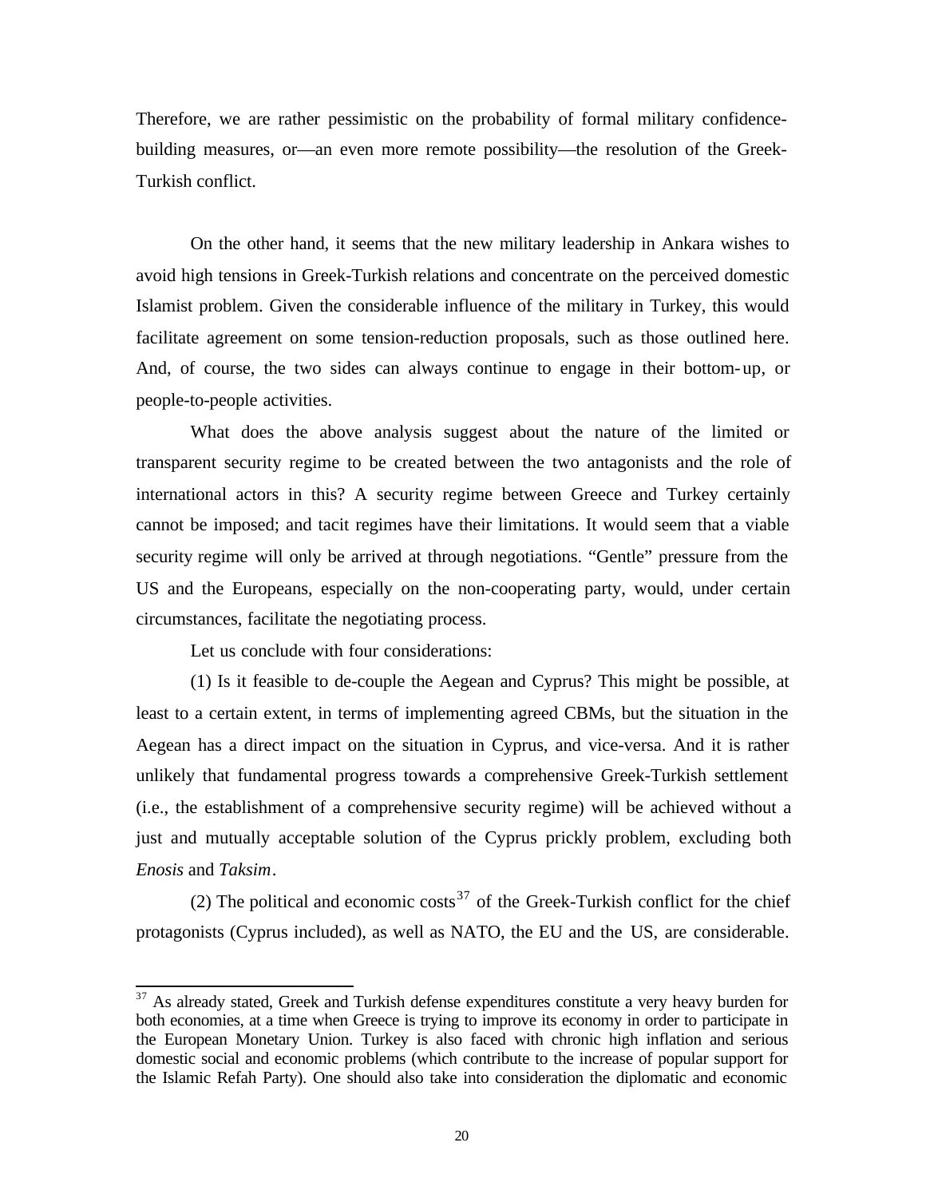Therefore, we are rather pessimistic on the probability of formal military confidence-building measures, or—an even more remote possibility—the resolution of the Greek-Turkish conflict.

On the other hand, it seems that the new military leadership in Ankara wishes to avoid high tensions in Greek-Turkish relations and concentrate on the perceived domestic Islamist problem. Given the considerable influence of the military in Turkey, this would facilitate agreement on some tension-reduction proposals, such as those outlined here. And, of course, the two sides can always continue to engage in their bottom-up, or people-to-people activities.

What does the above analysis suggest about the nature of the limited or transparent security regime to be created between the two antagonists and the role of international actors in this? A security regime between Greece and Turkey certainly cannot be imposed; and tacit regimes have their limitations. It would seem that a viable security regime will only be arrived at through negotiations. "Gentle" pressure from the US and the Europeans, especially on the non-cooperating party, would, under certain circumstances, facilitate the negotiating process.

Let us conclude with four considerations:

(1) Is it feasible to de-couple the Aegean and Cyprus? This might be possible, at least to a certain extent, in terms of implementing agreed CBMs, but the situation in the Aegean has a direct impact on the situation in Cyprus, and vice-versa. And it is rather unlikely that fundamental progress towards a comprehensive Greek-Turkish settlement (i.e., the establishment of a comprehensive security regime) will be achieved without a just and mutually acceptable solution of the Cyprus prickly problem, excluding both *Enosis* and *Taksim*.

(2) The political and economic costs[37] of the Greek-Turkish conflict for the chief protagonists (Cyprus included), as well as NATO, the EU and the US, are considerable.

[37] As already stated, Greek and Turkish defense expenditures constitute a very heavy burden for both economies, at a time when Greece is trying to improve its economy in order to participate in the European Monetary Union. Turkey is also faced with chronic high inflation and serious domestic social and economic problems (which contribute to the increase of popular support for the Islamic Refah Party). One should also take into consideration the diplomatic and economic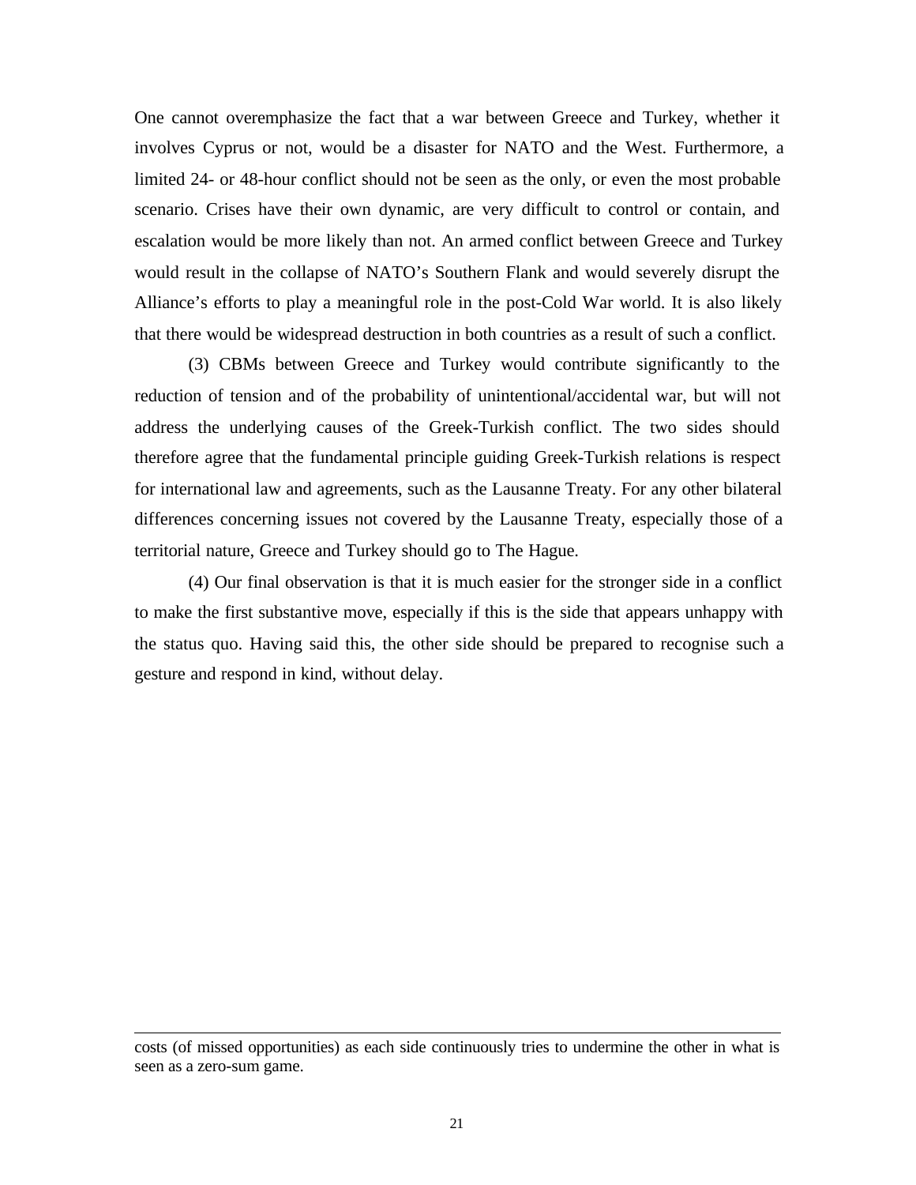One cannot overemphasize the fact that a war between Greece and Turkey, whether it involves Cyprus or not, would be a disaster for NATO and the West. Furthermore, a limited 24- or 48-hour conflict should not be seen as the only, or even the most probable scenario. Crises have their own dynamic, are very difficult to control or contain, and escalation would be more likely than not. An armed conflict between Greece and Turkey would result in the collapse of NATO's Southern Flank and would severely disrupt the Alliance's efforts to play a meaningful role in the post-Cold War world. It is also likely that there would be widespread destruction in both countries as a result of such a conflict.

(3) CBMs between Greece and Turkey would contribute significantly to the reduction of tension and of the probability of unintentional/accidental war, but will not address the underlying causes of the Greek-Turkish conflict. The two sides should therefore agree that the fundamental principle guiding Greek-Turkish relations is respect for international law and agreements, such as the Lausanne Treaty. For any other bilateral differences concerning issues not covered by the Lausanne Treaty, especially those of a territorial nature, Greece and Turkey should go to The Hague.

(4) Our final observation is that it is much easier for the stronger side in a conflict to make the first substantive move, especially if this is the side that appears unhappy with the status quo. Having said this, the other side should be prepared to recognise such a gesture and respond in kind, without delay.

---

costs (of missed opportunities) as each side continuously tries to undermine the other in what is seen as a zero-sum game.